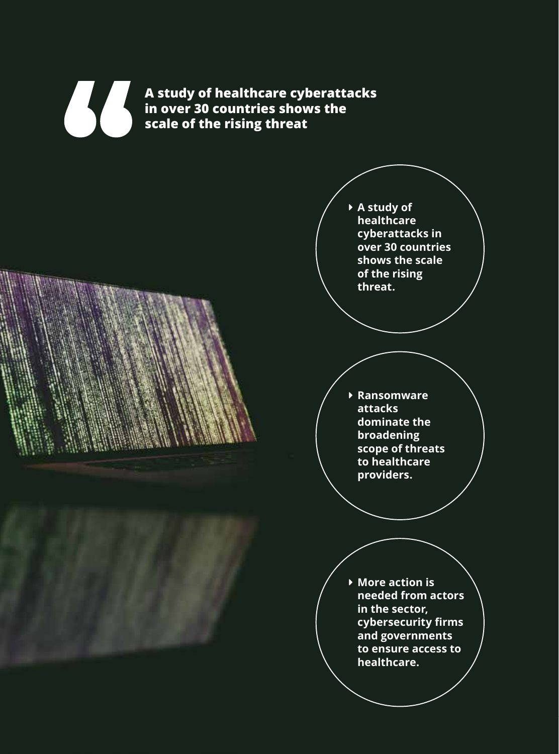> **A study of healthcare cyberattacks in over 30 countries shows the scale of the rising threat**

- **A study of healthcare cyberattacks in over 30 countries shows the scale of the rising threat.**

- **Ransomware attacks dominate the broadening scope of threats to healthcare providers.**

- **More action is needed from actors in the sector, cybersecurity firms and governments to ensure access to healthcare.**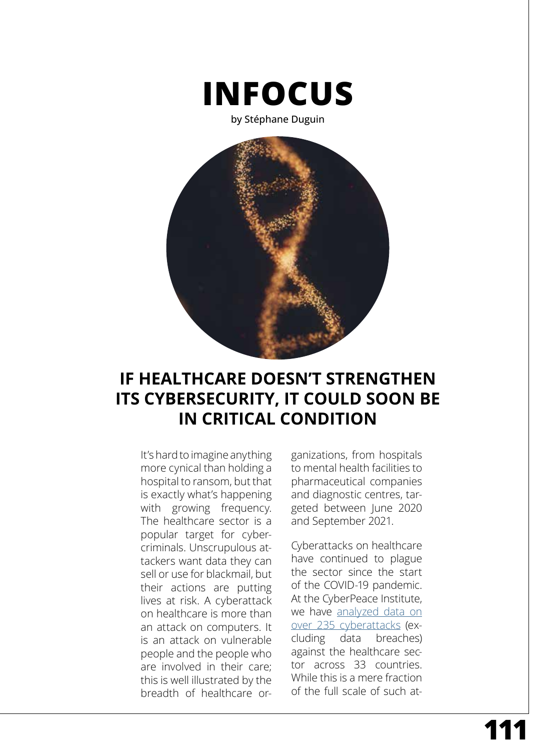# INFOCUS

by Stéphane Duguin

## IF HEALTHCARE DOESN'T STRENGTHEN ITS CYBERSECURITY, IT COULD SOON BE IN CRITICAL CONDITION

It's hard to imagine anything more cynical than holding a hospital to ransom, but that is exactly what's happening with growing frequency. The healthcare sector is a popular target for cybercriminals. Unscrupulous attackers want data they can sell or use for blackmail, but their actions are putting lives at risk. A cyberattack on healthcare is more than an attack on computers. It is an attack on vulnerable people and the people who are involved in their care; this is well illustrated by the breadth of healthcare organizations, from hospitals to mental health facilities to pharmaceutical companies and diagnostic centres, targeted between June 2020 and September 2021.

Cyberattacks on healthcare have continued to plague the sector since the start of the COVID-19 pandemic. At the CyberPeace Institute, we have analyzed data on over 235 cyberattacks (excluding data breaches) against the healthcare sector across 33 countries. While this is a mere fraction of the full scale of such at-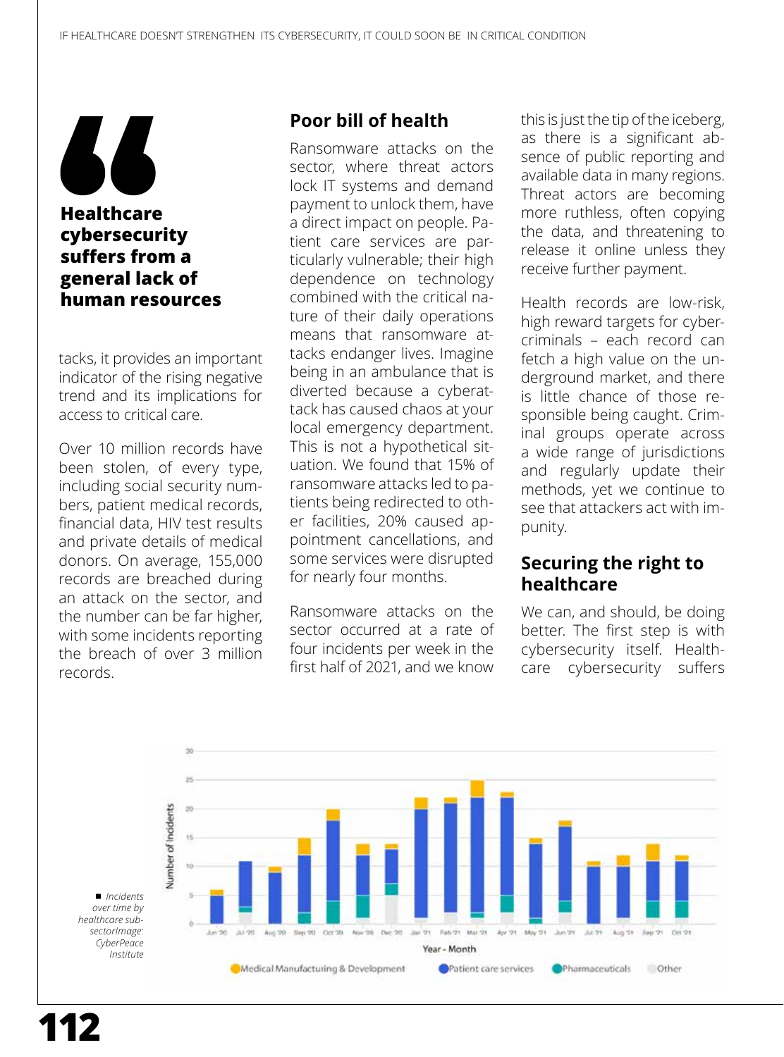> **Healthcare cybersecurity suffers from a general lack of human resources**

tacks, it provides an important indicator of the rising negative trend and its implications for access to critical care.

Over 10 million records have been stolen, of every type, including social security numbers, patient medical records, financial data, HIV test results and private details of medical donors. On average, 155,000 records are breached during an attack on the sector, and the number can be far higher, with some incidents reporting the breach of over 3 million records.

## Poor bill of health

Ransomware attacks on the sector, where threat actors lock IT systems and demand payment to unlock them, have a direct impact on people. Patient care services are particularly vulnerable; their high dependence on technology combined with the critical nature of their daily operations means that ransomware attacks endanger lives. Imagine being in an ambulance that is diverted because a cyberattack has caused chaos at your local emergency department. This is not a hypothetical situation. We found that 15% of ransomware attacks led to patients being redirected to other facilities, 20% caused appointment cancellations, and some services were disrupted for nearly four months.

Ransomware attacks on the sector occurred at a rate of four incidents per week in the first half of 2021, and we know this is just the tip of the iceberg, as there is a significant absence of public reporting and available data in many regions. Threat actors are becoming more ruthless, often copying the data, and threatening to release it online unless they receive further payment.

Health records are low-risk, high reward targets for cybercriminals – each record can fetch a high value on the underground market, and there is little chance of those responsible being caught. Criminal groups operate across a wide range of jurisdictions and regularly update their methods, yet we continue to see that attackers act with impunity.

## Securing the right to healthcare

We can, and should, be doing better. The first step is with cybersecurity itself. Healthcare cybersecurity suffers

■ *Incidents over time by healthcare sub-sectorImage: CyberPeace Institute*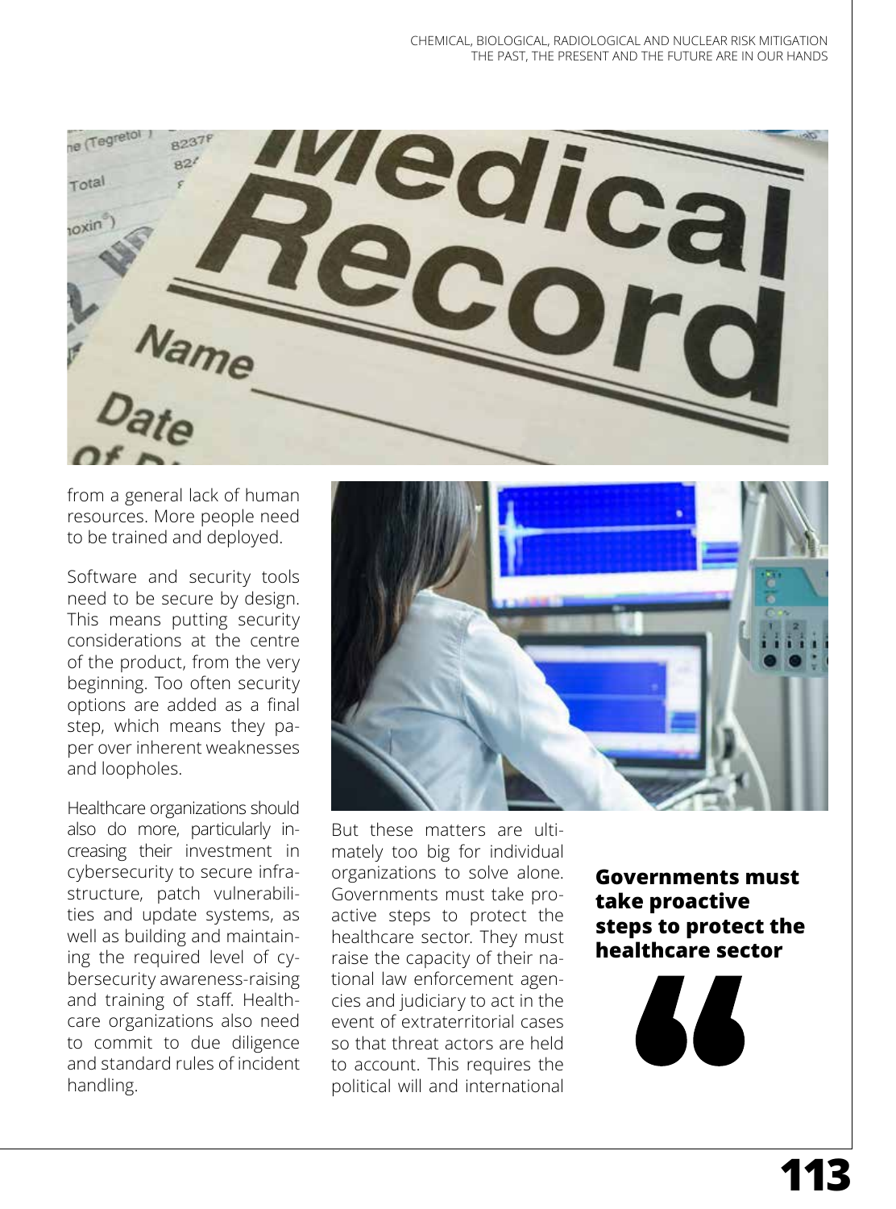from a general lack of human resources. More people need to be trained and deployed.

Software and security tools need to be secure by design. This means putting security considerations at the centre of the product, from the very beginning. Too often security options are added as a final step, which means they paper over inherent weaknesses and loopholes.

Healthcare organizations should also do more, particularly increasing their investment in cybersecurity to secure infrastructure, patch vulnerabilities and update systems, as well as building and maintaining the required level of cybersecurity awareness-raising and training of staff. Healthcare organizations also need to commit to due diligence and standard rules of incident handling.

But these matters are ultimately too big for individual organizations to solve alone. Governments must take proactive steps to protect the healthcare sector. They must raise the capacity of their national law enforcement agencies and judiciary to act in the event of extraterritorial cases so that threat actors are held to account. This requires the political will and international

**Governments must take proactive steps to protect the healthcare sector**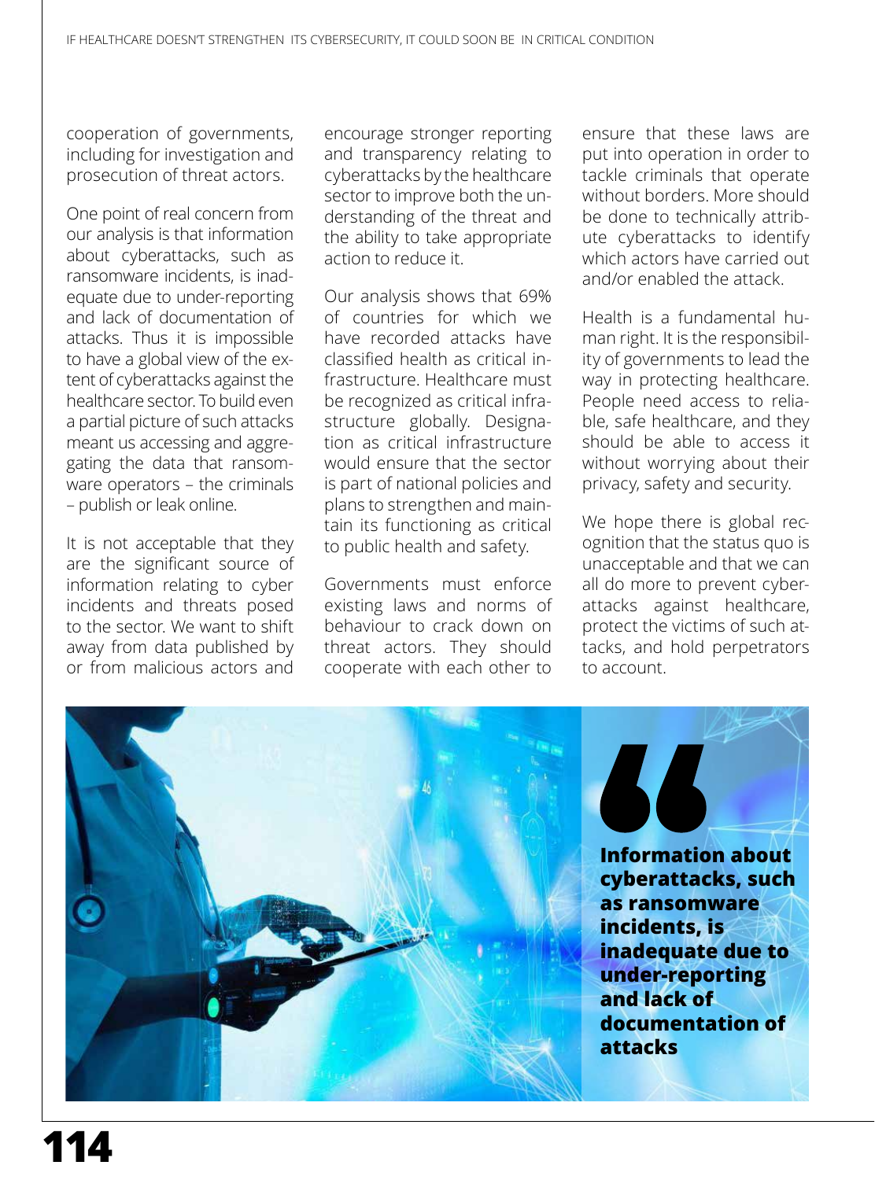cooperation of governments, including for investigation and prosecution of threat actors.

One point of real concern from our analysis is that information about cyberattacks, such as ransomware incidents, is inadequate due to under-reporting and lack of documentation of attacks. Thus it is impossible to have a global view of the extent of cyberattacks against the healthcare sector. To build even a partial picture of such attacks meant us accessing and aggregating the data that ransomware operators – the criminals – publish or leak online.

It is not acceptable that they are the significant source of information relating to cyber incidents and threats posed to the sector. We want to shift away from data published by or from malicious actors and encourage stronger reporting and transparency relating to cyberattacks by the healthcare sector to improve both the understanding of the threat and the ability to take appropriate action to reduce it.

Our analysis shows that 69% of countries for which we have recorded attacks have classified health as critical infrastructure. Healthcare must be recognized as critical infrastructure globally. Designation as critical infrastructure would ensure that the sector is part of national policies and plans to strengthen and maintain its functioning as critical to public health and safety.

Governments must enforce existing laws and norms of behaviour to crack down on threat actors. They should cooperate with each other to ensure that these laws are put into operation in order to tackle criminals that operate without borders. More should be done to technically attribute cyberattacks to identify which actors have carried out and/or enabled the attack.

Health is a fundamental human right. It is the responsibility of governments to lead the way in protecting healthcare. People need access to reliable, safe healthcare, and they should be able to access it without worrying about their privacy, safety and security.

We hope there is global recognition that the status quo is unacceptable and that we can all do more to prevent cyberattacks against healthcare, protect the victims of such attacks, and hold perpetrators to account.

> **Information about cyberattacks, such as ransomware incidents, is inadequate due to under-reporting and lack of documentation of attacks**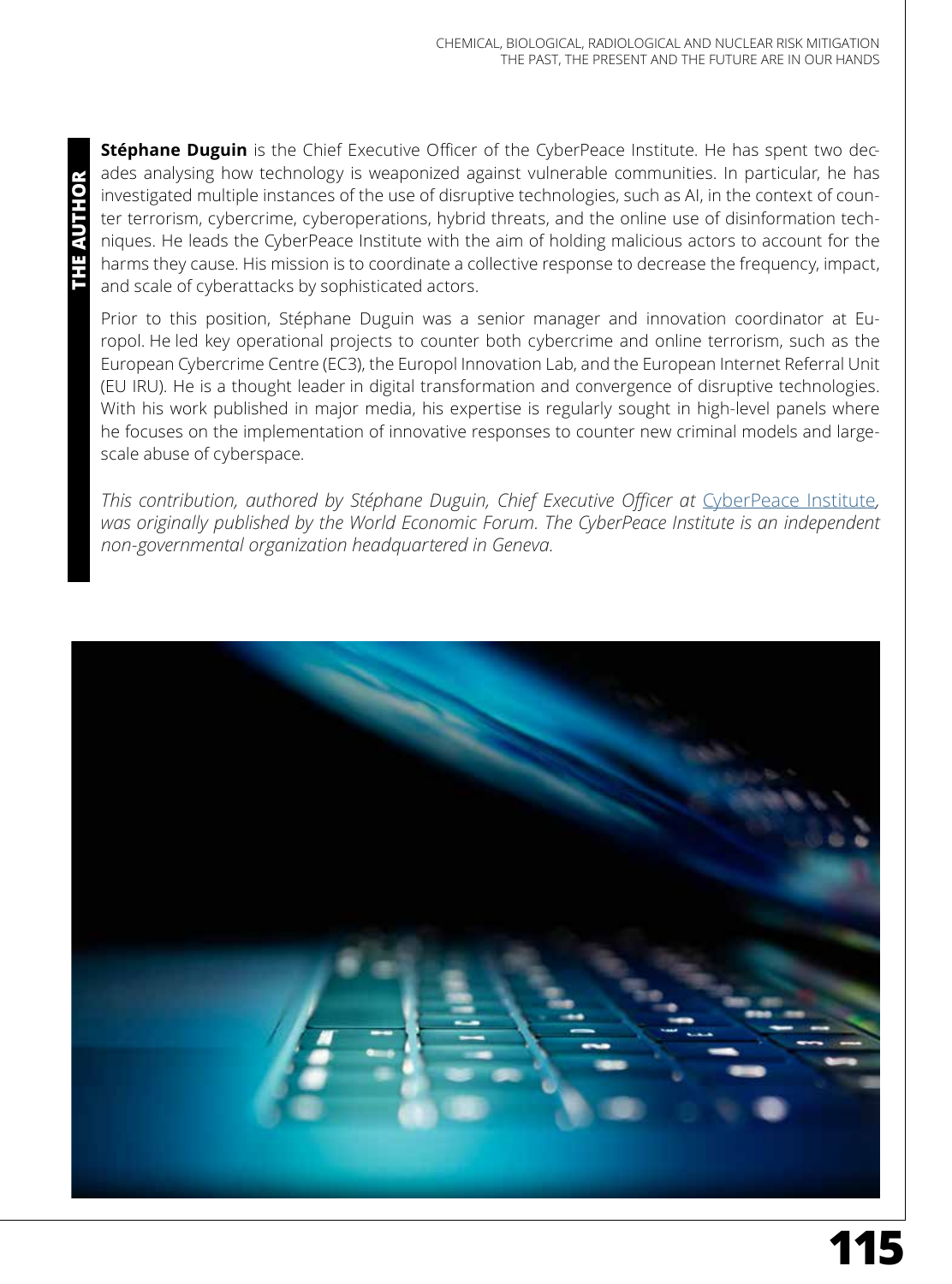**THE AUTHOR**

**Stéphane Duguin** is the Chief Executive Officer of the CyberPeace Institute. He has spent two decades analysing how technology is weaponized against vulnerable communities. In particular, he has investigated multiple instances of the use of disruptive technologies, such as AI, in the context of counter terrorism, cybercrime, cyberoperations, hybrid threats, and the online use of disinformation techniques. He leads the CyberPeace Institute with the aim of holding malicious actors to account for the harms they cause. His mission is to coordinate a collective response to decrease the frequency, impact, and scale of cyberattacks by sophisticated actors.

Prior to this position, Stéphane Duguin was a senior manager and innovation coordinator at Europol. He led key operational projects to counter both cybercrime and online terrorism, such as the European Cybercrime Centre (EC3), the Europol Innovation Lab, and the European Internet Referral Unit (EU IRU). He is a thought leader in digital transformation and convergence of disruptive technologies. With his work published in major media, his expertise is regularly sought in high-level panels where he focuses on the implementation of innovative responses to counter new criminal models and large-scale abuse of cyberspace.

*This contribution, authored by Stéphane Duguin, Chief Executive Officer at CyberPeace Institute, was originally published by the World Economic Forum. The CyberPeace Institute is an independent non-governmental organization headquartered in Geneva.*